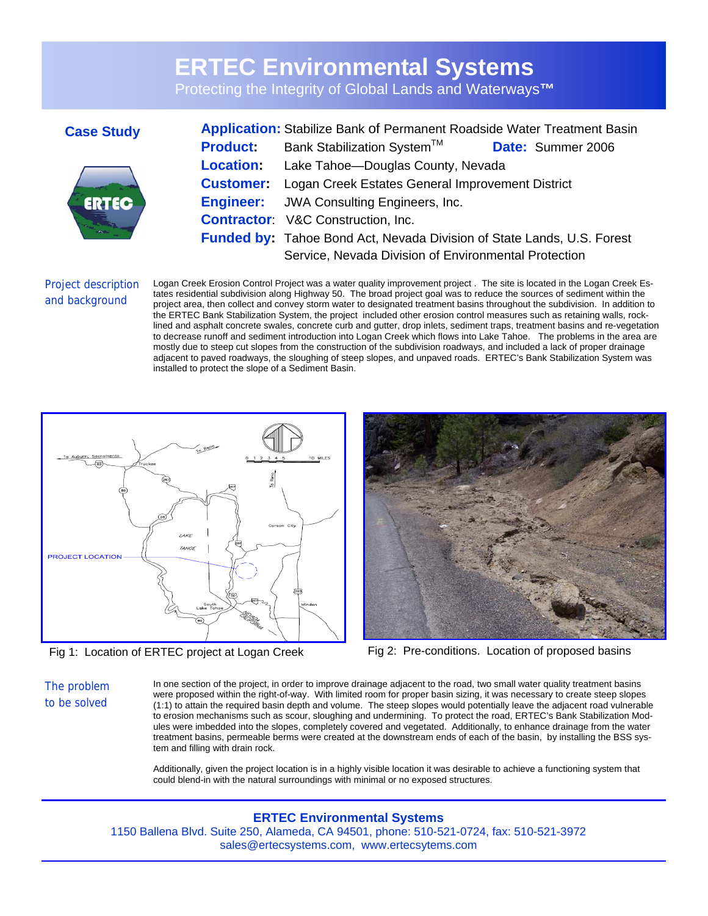# ERTEC Environmental Systems

Protecting the Integrity of Global Lands and Waterways™

## Case Study

**Application:** Stabilize Bank of Permanent Roadside Water Treatment Basin

**Product:** Bank Stabilization System™ **Date:** Summer 2006

**Location:** Lake Tahoe—Douglas County, Nevada

**Customer:** Logan Creek Estates General Improvement District

**Engineer:** JWA Consulting Engineers, Inc.

**Contractor:** V&C Construction, Inc.

**Funded by:** Tahoe Bond Act, Nevada Division of State Lands, U.S. Forest Service, Nevada Division of Environmental Protection

### Project description and background

Logan Creek Erosion Control Project was a water quality improvement project . The site is located in the Logan Creek Estates residential subdivision along Highway 50. The broad project goal was to reduce the sources of sediment within the project area, then collect and convey storm water to designated treatment basins throughout the subdivision. In addition to the ERTEC Bank Stabilization System, the project included other erosion control measures such as retaining walls, rock-lined and asphalt concrete swales, concrete curb and gutter, drop inlets, sediment traps, treatment basins and re-vegetation to decrease runoff and sediment introduction into Logan Creek which flows into Lake Tahoe. The problems in the area are mostly due to steep cut slopes from the construction of the subdivision roadways, and included a lack of proper drainage adjacent to paved roadways, the sloughing of steep slopes, and unpaved roads. ERTEC's Bank Stabilization System was installed to protect the slope of a Sediment Basin.

Fig 1: Location of ERTEC project at Logan Creek

Fig 2: Pre-conditions. Location of proposed basins

### The problem to be solved

In one section of the project, in order to improve drainage adjacent to the road, two small water quality treatment basins were proposed within the right-of-way. With limited room for proper basin sizing, it was necessary to create steep slopes (1:1) to attain the required basin depth and volume. The steep slopes would potentially leave the adjacent road vulnerable to erosion mechanisms such as scour, sloughing and undermining. To protect the road, ERTEC's Bank Stabilization Modules were imbedded into the slopes, completely covered and vegetated. Additionally, to enhance drainage from the water treatment basins, permeable berms were created at the downstream ends of each of the basin, by installing the BSS system and filling with drain rock.

Additionally, given the project location is in a highly visible location it was desirable to achieve a functioning system that could blend-in with the natural surroundings with minimal or no exposed structures.

**ERTEC Environmental Systems**
1150 Ballena Blvd. Suite 250, Alameda, CA 94501, phone: 510-521-0724, fax: 510-521-3972
sales@ertecsystems.com, www.ertecsytems.com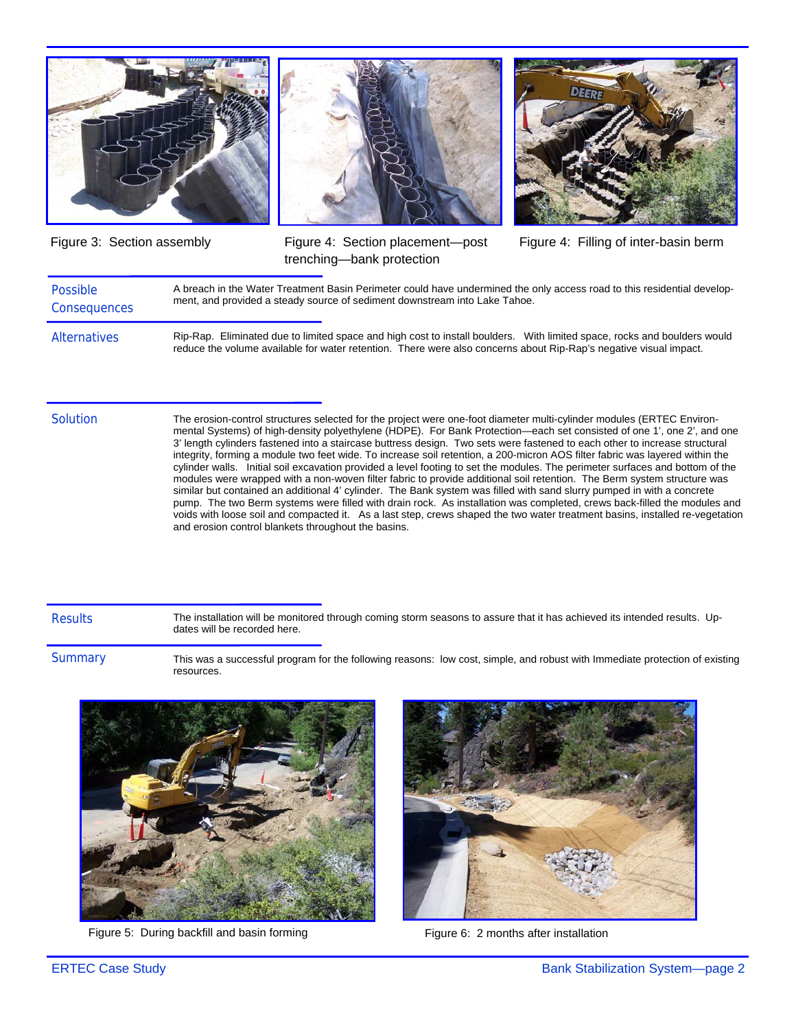Figure 3: Section assembly

Figure 4: Section placement—post trenching—bank protection

Figure 4: Filling of inter-basin berm

## Possible Consequences

A breach in the Water Treatment Basin Perimeter could have undermined the only access road to this residential development, and provided a steady source of sediment downstream into Lake Tahoe.

## Alternatives

Rip-Rap. Eliminated due to limited space and high cost to install boulders. With limited space, rocks and boulders would reduce the volume available for water retention. There were also concerns about Rip-Rap's negative visual impact.

## Solution

The erosion-control structures selected for the project were one-foot diameter multi-cylinder modules (ERTEC Environmental Systems) of high-density polyethylene (HDPE). For Bank Protection—each set consisted of one 1', one 2', and one 3' length cylinders fastened into a staircase buttress design. Two sets were fastened to each other to increase structural integrity, forming a module two feet wide. To increase soil retention, a 200-micron AOS filter fabric was layered within the cylinder walls. Initial soil excavation provided a level footing to set the modules. The perimeter surfaces and bottom of the modules were wrapped with a non-woven filter fabric to provide additional soil retention. The Berm system structure was similar but contained an additional 4' cylinder. The Bank system was filled with sand slurry pumped in with a concrete pump. The two Berm systems were filled with drain rock. As installation was completed, crews back-filled the modules and voids with loose soil and compacted it. As a last step, crews shaped the two water treatment basins, installed re-vegetation and erosion control blankets throughout the basins.

## Results

The installation will be monitored through coming storm seasons to assure that it has achieved its intended results. Updates will be recorded here.

## Summary

This was a successful program for the following reasons: low cost, simple, and robust with Immediate protection of existing resources.

Figure 5: During backfill and basin forming

Figure 6: 2 months after installation